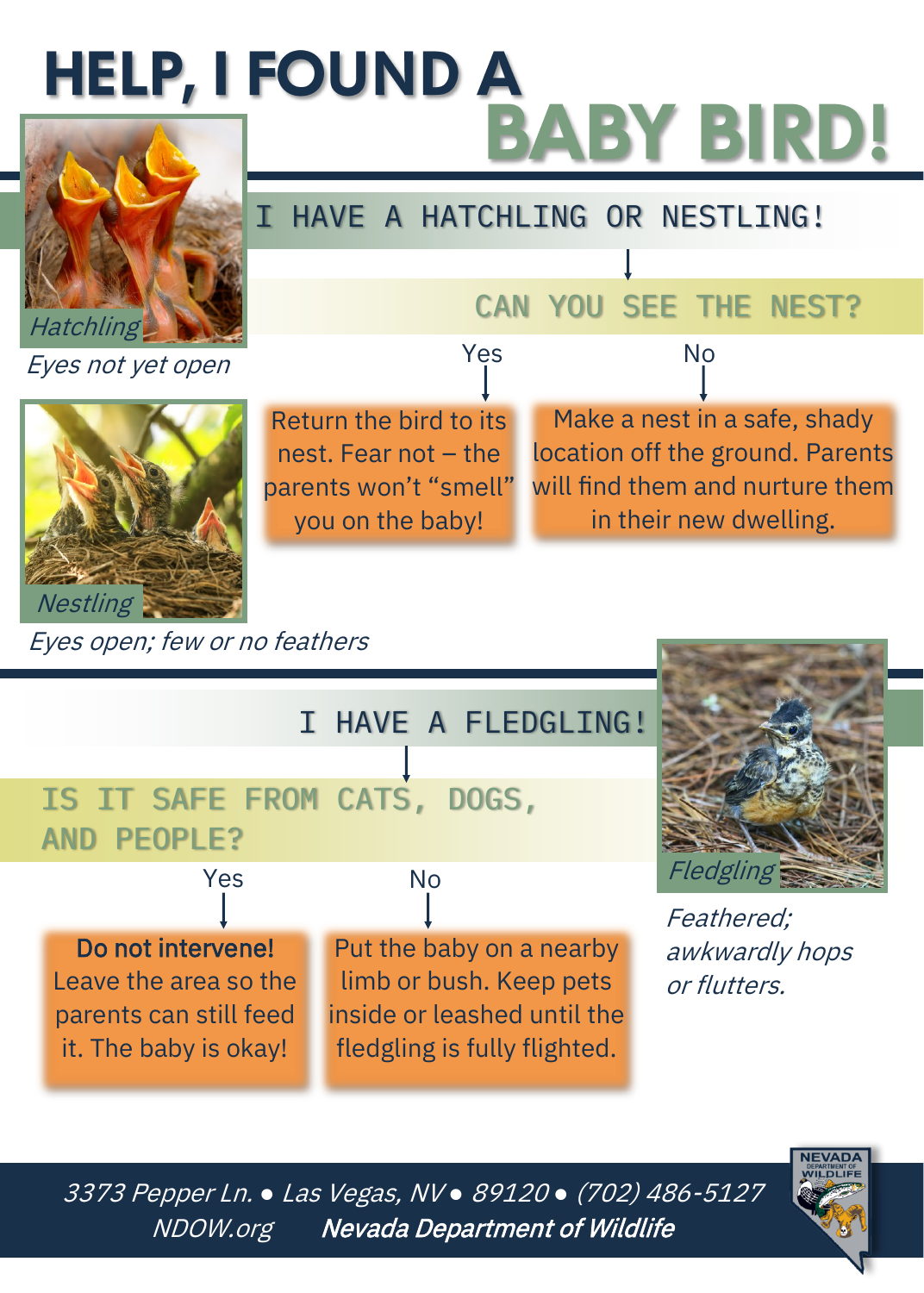# HELP, I FOUND A BABY BIRD!

*Hatchling*

*Eyes not yet open*

*Nestling*

*Eyes open; few or no feathers*

## I HAVE A HATCHLING OR NESTLING!

### CAN YOU SEE THE NEST?

**Yes:** Return the bird to its nest. Fear not – the parents won't "smell" you on the baby!

**No:** Make a nest in a safe, shady location off the ground. Parents will find them and nurture them in their new dwelling.

## I HAVE A FLEDGLING!

*Fledgling*

*Feathered; awkwardly hops or flutters.*

### IS IT SAFE FROM CATS, DOGS, AND PEOPLE?

**Yes:** **Do not intervene!** Leave the area so the parents can still feed it. The baby is okay!

**No:** Put the baby on a nearby limb or bush. Keep pets inside or leashed until the fledgling is fully flighted.

*3373 Pepper Ln. • Las Vegas, NV • 89120 • (702) 486-5127*

*NDOW.org* ***Nevada Department of Wildlife***

NEVADA DEPARTMENT OF WILDLIFE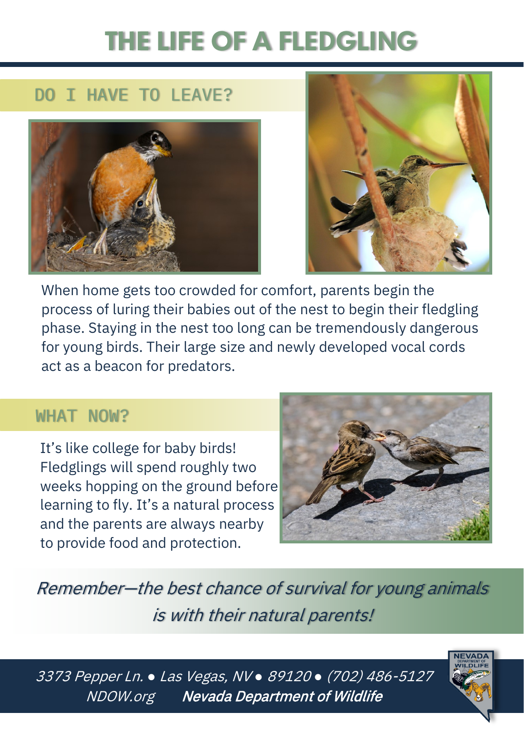# THE LIFE OF A FLEDGLING

## DO I HAVE TO LEAVE?

When home gets too crowded for comfort, parents begin the process of luring their babies out of the nest to begin their fledgling phase. Staying in the nest too long can be tremendously dangerous for young birds. Their large size and newly developed vocal cords act as a beacon for predators.

## WHAT NOW?

It's like college for baby birds! Fledglings will spend roughly two weeks hopping on the ground before learning to fly. It's a natural process and the parents are always nearby to provide food and protection.

*Remember—the best chance of survival for young animals is with their natural parents!*

*3373 Pepper Ln. • Las Vegas, NV • 89120 • (702) 486-5127*
*NDOW.org* ***Nevada Department of Wildlife***